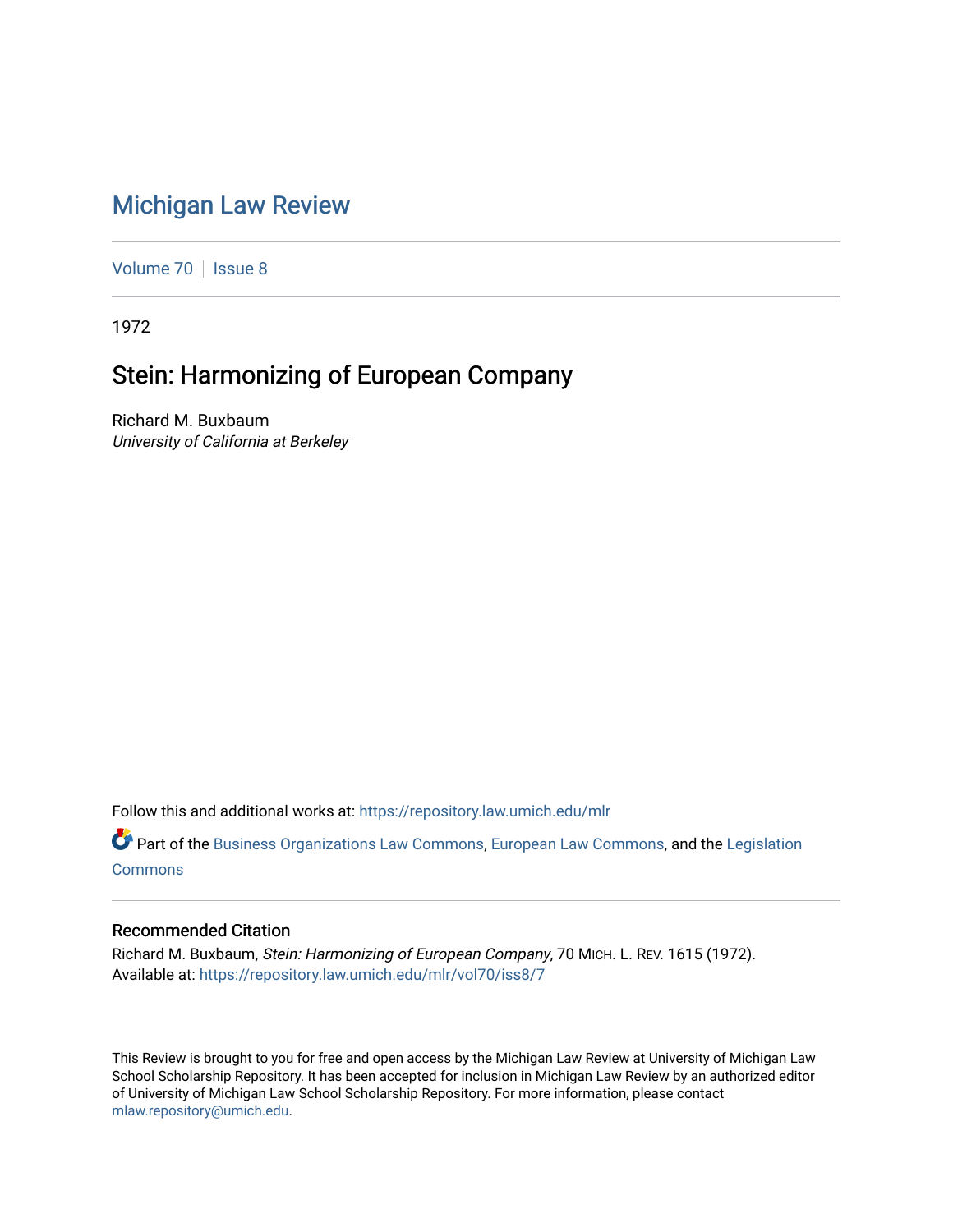# Michigan Law Review

Volume 70 | Issue 8

1972

## Stein: Harmonizing of European Company

Richard M. Buxbaum
*University of California at Berkeley*

Follow this and additional works at: https://repository.law.umich.edu/mlr

Part of the Business Organizations Law Commons, European Law Commons, and the Legislation Commons

### Recommended Citation

Richard M. Buxbaum, *Stein: Harmonizing of European Company*, 70 MICH. L. REV. 1615 (1972).
Available at: https://repository.law.umich.edu/mlr/vol70/iss8/7

This Review is brought to you for free and open access by the Michigan Law Review at University of Michigan Law School Scholarship Repository. It has been accepted for inclusion in Michigan Law Review by an authorized editor of University of Michigan Law School Scholarship Repository. For more information, please contact mlaw.repository@umich.edu.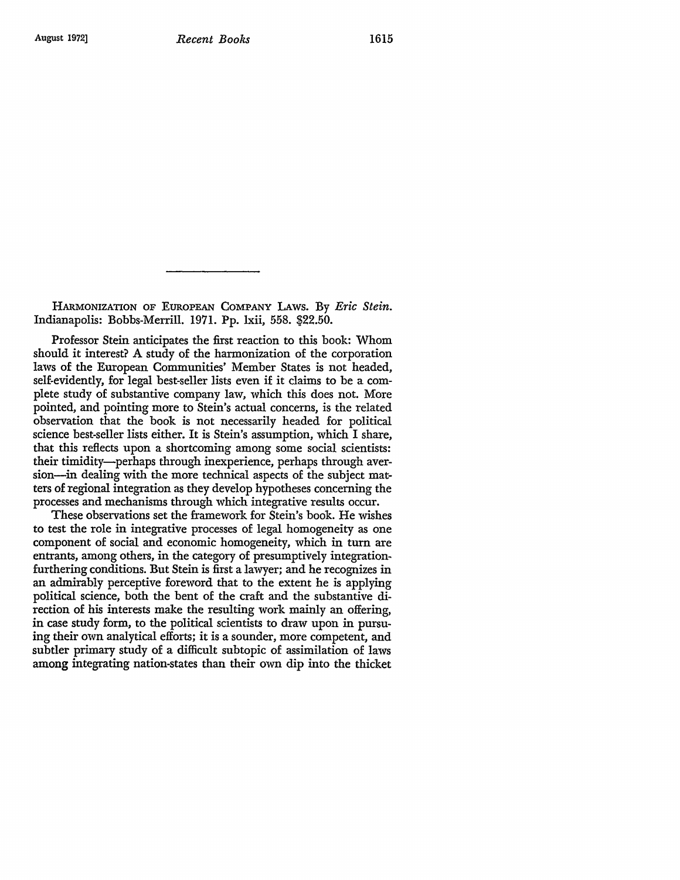HARMONIZATION OF EUROPEAN COMPANY LAWS. By *Eric Stein*. Indianapolis: Bobbs-Merrill. 1971. Pp. lxii, 558. $22.50.

Professor Stein anticipates the first reaction to this book: Whom should it interest? A study of the harmonization of the corporation laws of the European Communities' Member States is not headed, self-evidently, for legal best-seller lists even if it claims to be a complete study of substantive company law, which this does not. More pointed, and pointing more to Stein's actual concerns, is the related observation that the book is not necessarily headed for political science best-seller lists either. It is Stein's assumption, which I share, that this reflects upon a shortcoming among some social scientists: their timidity—perhaps through inexperience, perhaps through aversion—in dealing with the more technical aspects of the subject matters of regional integration as they develop hypotheses concerning the processes and mechanisms through which integrative results occur.

These observations set the framework for Stein's book. He wishes to test the role in integrative processes of legal homogeneity as one component of social and economic homogeneity, which in turn are entrants, among others, in the category of presumptively integration-furthering conditions. But Stein is first a lawyer; and he recognizes in an admirably perceptive foreword that to the extent he is applying political science, both the bent of the craft and the substantive direction of his interests make the resulting work mainly an offering, in case study form, to the political scientists to draw upon in pursuing their own analytical efforts; it is a sounder, more competent, and subtler primary study of a difficult subtopic of assimilation of laws among integrating nation-states than their own dip into the thicket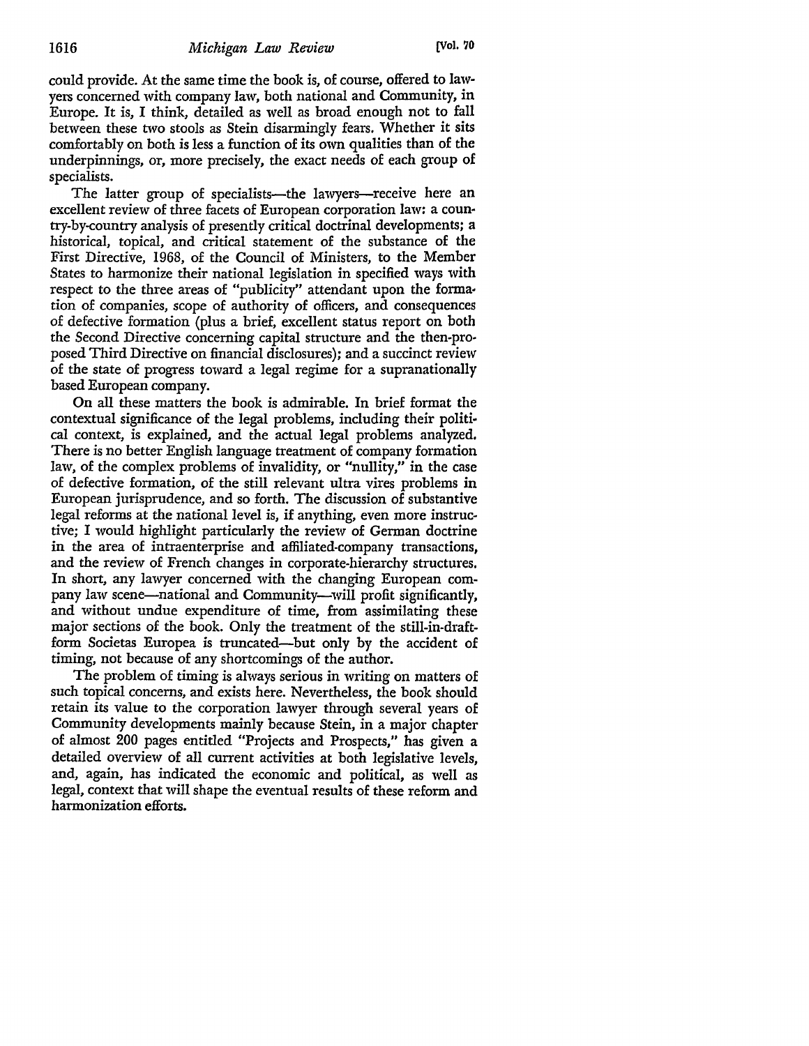could provide. At the same time the book is, of course, offered to lawyers concerned with company law, both national and Community, in Europe. It is, I think, detailed as well as broad enough not to fall between these two stools as Stein disarmingly fears. Whether it sits comfortably on both is less a function of its own qualities than of the underpinnings, or, more precisely, the exact needs of each group of specialists.

The latter group of specialists—the lawyers—receive here an excellent review of three facets of European corporation law: a country-by-country analysis of presently critical doctrinal developments; a historical, topical, and critical statement of the substance of the First Directive, 1968, of the Council of Ministers, to the Member States to harmonize their national legislation in specified ways with respect to the three areas of "publicity" attendant upon the formation of companies, scope of authority of officers, and consequences of defective formation (plus a brief, excellent status report on both the Second Directive concerning capital structure and the then-proposed Third Directive on financial disclosures); and a succinct review of the state of progress toward a legal regime for a supranationally based European company.

On all these matters the book is admirable. In brief format the contextual significance of the legal problems, including their political context, is explained, and the actual legal problems analyzed. There is no better English language treatment of company formation law, of the complex problems of invalidity, or "nullity," in the case of defective formation, of the still relevant ultra vires problems in European jurisprudence, and so forth. The discussion of substantive legal reforms at the national level is, if anything, even more instructive; I would highlight particularly the review of German doctrine in the area of intraenterprise and affiliated-company transactions, and the review of French changes in corporate-hierarchy structures. In short, any lawyer concerned with the changing European company law scene—national and Community—will profit significantly, and without undue expenditure of time, from assimilating these major sections of the book. Only the treatment of the still-in-draft-form Societas Europea is truncated—but only by the accident of timing, not because of any shortcomings of the author.

The problem of timing is always serious in writing on matters of such topical concerns, and exists here. Nevertheless, the book should retain its value to the corporation lawyer through several years of Community developments mainly because Stein, in a major chapter of almost 200 pages entitled "Projects and Prospects," has given a detailed overview of all current activities at both legislative levels, and, again, has indicated the economic and political, as well as legal, context that will shape the eventual results of these reform and harmonization efforts.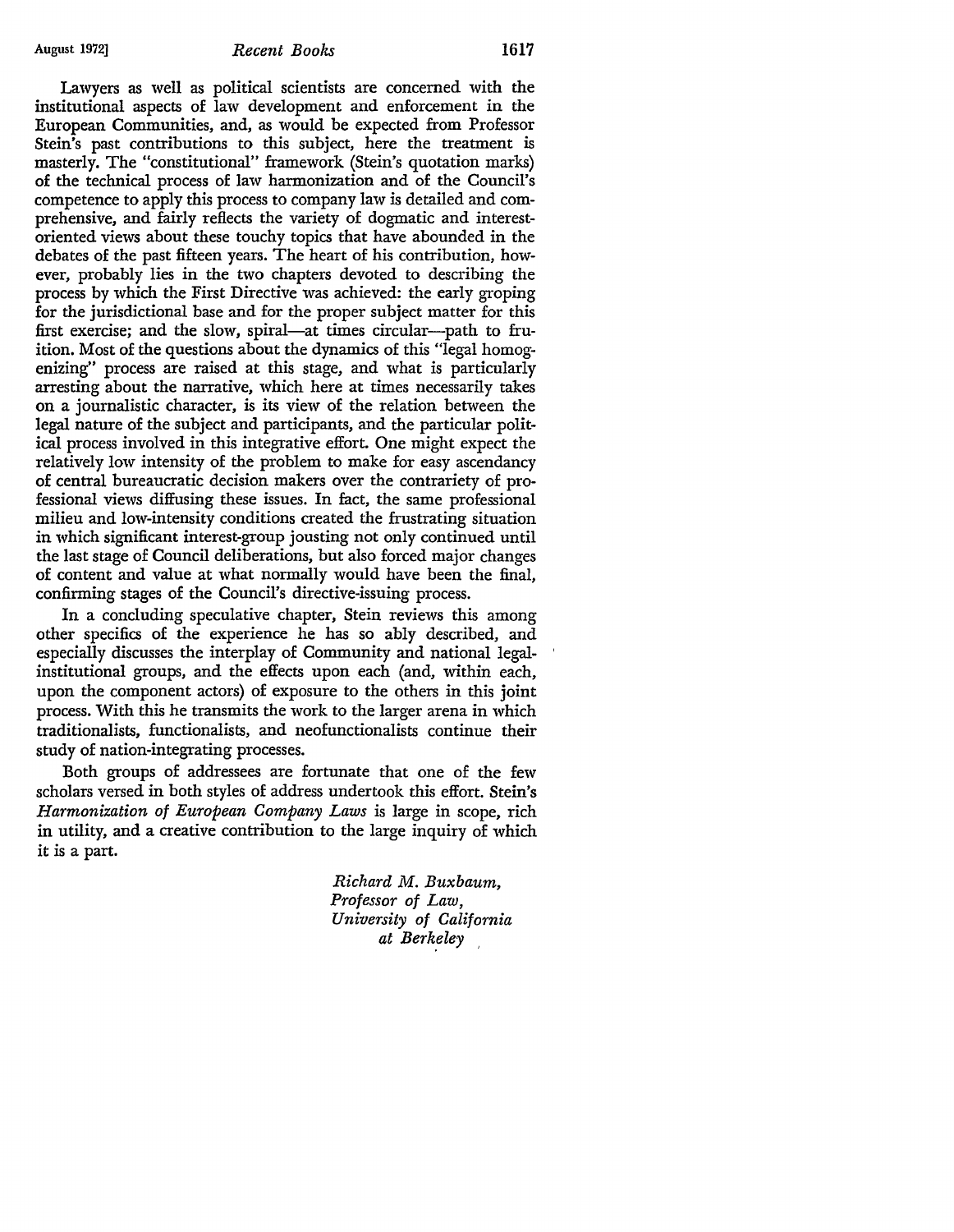Lawyers as well as political scientists are concerned with the institutional aspects of law development and enforcement in the European Communities, and, as would be expected from Professor Stein's past contributions to this subject, here the treatment is masterly. The "constitutional" framework (Stein's quotation marks) of the technical process of law harmonization and of the Council's competence to apply this process to company law is detailed and comprehensive, and fairly reflects the variety of dogmatic and interest-oriented views about these touchy topics that have abounded in the debates of the past fifteen years. The heart of his contribution, however, probably lies in the two chapters devoted to describing the process by which the First Directive was achieved: the early groping for the jurisdictional base and for the proper subject matter for this first exercise; and the slow, spiral—at times circular—path to fruition. Most of the questions about the dynamics of this "legal homogenizing" process are raised at this stage, and what is particularly arresting about the narrative, which here at times necessarily takes on a journalistic character, is its view of the relation between the legal nature of the subject and participants, and the particular political process involved in this integrative effort. One might expect the relatively low intensity of the problem to make for easy ascendancy of central bureaucratic decision makers over the contrariety of professional views diffusing these issues. In fact, the same professional milieu and low-intensity conditions created the frustrating situation in which significant interest-group jousting not only continued until the last stage of Council deliberations, but also forced major changes of content and value at what normally would have been the final, confirming stages of the Council's directive-issuing process.

In a concluding speculative chapter, Stein reviews this among other specifics of the experience he has so ably described, and especially discusses the interplay of Community and national legal-institutional groups, and the effects upon each (and, within each, upon the component actors) of exposure to the others in this joint process. With this he transmits the work to the larger arena in which traditionalists, functionalists, and neofunctionalists continue their study of nation-integrating processes.

Both groups of addressees are fortunate that one of the few scholars versed in both styles of address undertook this effort. Stein's *Harmonization of European Company Laws* is large in scope, rich in utility, and a creative contribution to the large inquiry of which it is a part.

*Richard M. Buxbaum,*
*Professor of Law,*
*University of California*
*at Berkeley*